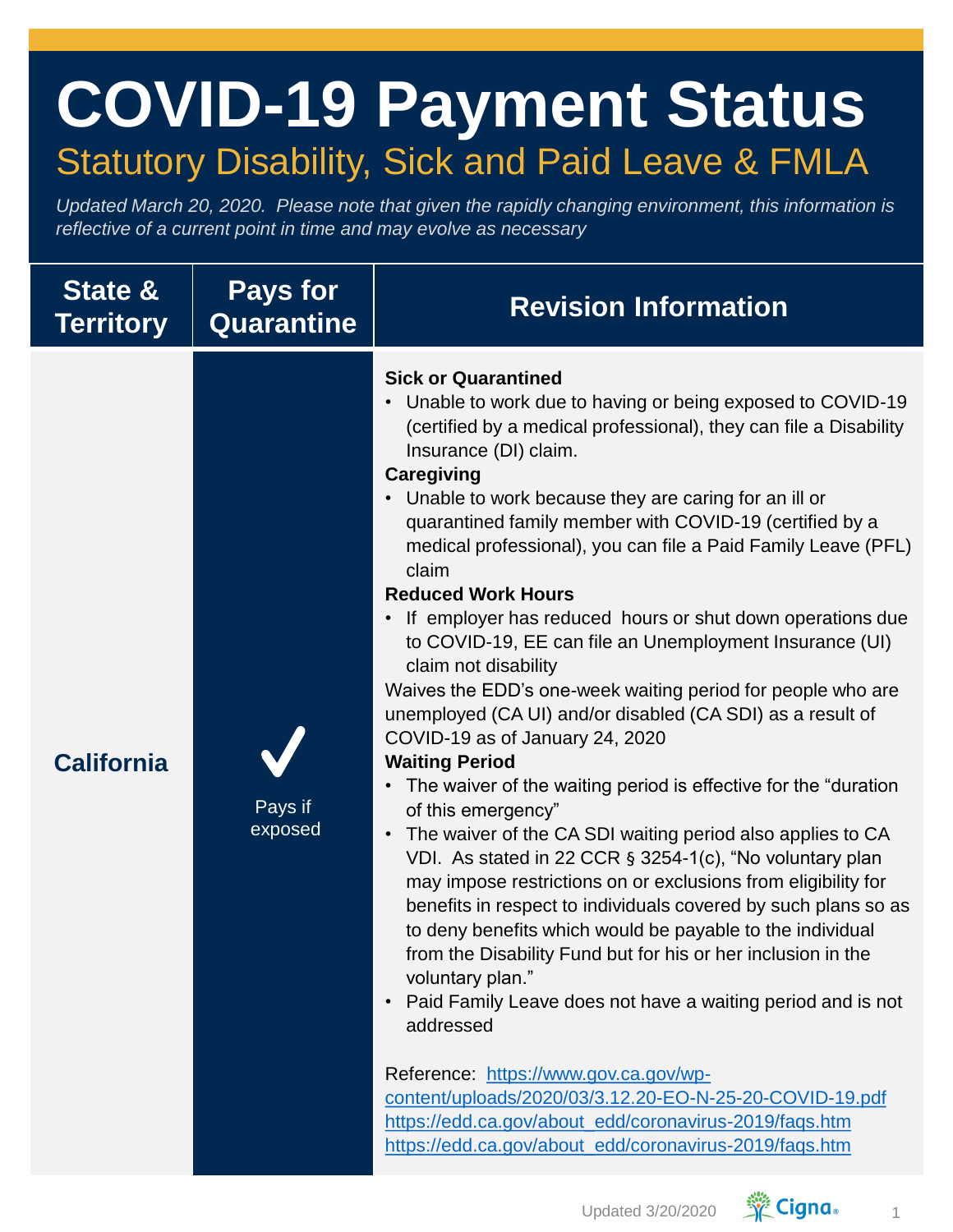# COVID-19 Payment Status

## Statutory Disability, Sick and Paid Leave & FMLA

*Updated March 20, 2020. Please note that given the rapidly changing environment, this information is reflective of a current point in time and may evolve as necessary*

| State & Territory | Pays for Quarantine | Revision Information |
|---|---|---|
| **California** | ✓ Pays if exposed | **Sick or Quarantined**<br>• Unable to work due to having or being exposed to COVID-19 (certified by a medical professional), they can file a Disability Insurance (DI) claim.<br>**Caregiving**<br>• Unable to work because they are caring for an ill or quarantined family member with COVID-19 (certified by a medical professional), you can file a Paid Family Leave (PFL) claim<br>**Reduced Work Hours**<br>• If employer has reduced hours or shut down operations due to COVID-19, EE can file an Unemployment Insurance (UI) claim not disability<br>Waives the EDD's one-week waiting period for people who are unemployed (CA UI) and/or disabled (CA SDI) as a result of COVID-19 as of January 24, 2020<br>**Waiting Period**<br>• The waiver of the waiting period is effective for the "duration of this emergency"<br>• The waiver of the CA SDI waiting period also applies to CA VDI. As stated in 22 CCR § 3254-1(c), "No voluntary plan may impose restrictions on or exclusions from eligibility for benefits in respect to individuals covered by such plans so as to deny benefits which would be payable to the individual from the Disability Fund but for his or her inclusion in the voluntary plan."<br>• Paid Family Leave does not have a waiting period and is not addressed<br><br>Reference: https://www.gov.ca.gov/wp-content/uploads/2020/03/3.12.20-EO-N-25-20-COVID-19.pdf<br>https://edd.ca.gov/about_edd/coronavirus-2019/faqs.htm<br>https://edd.ca.gov/about_edd/coronavirus-2019/faqs.htm |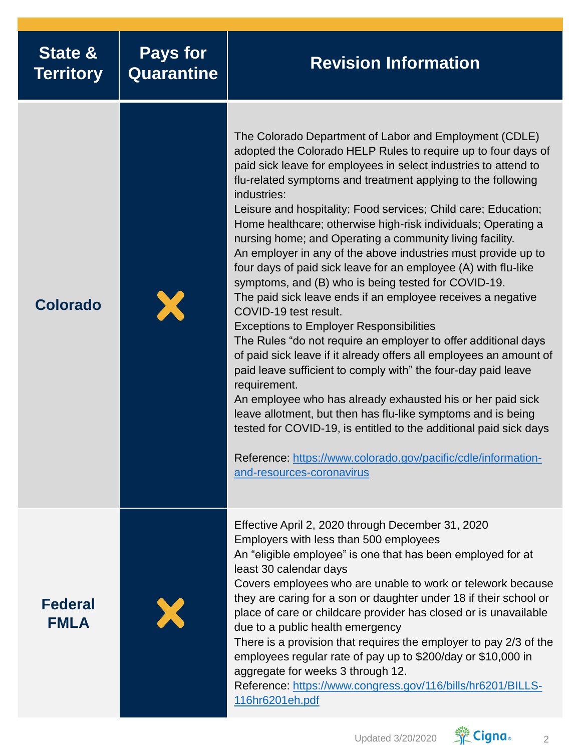| State & Territory | Pays for Quarantine | Revision Information |
|---|---|---|
| Colorado | ✗ | The Colorado Department of Labor and Employment (CDLE) adopted the Colorado HELP Rules to require up to four days of paid sick leave for employees in select industries to attend to flu-related symptoms and treatment applying to the following industries:<br>Leisure and hospitality; Food services; Child care; Education; Home healthcare; otherwise high-risk individuals; Operating a nursing home; and Operating a community living facility.<br>An employer in any of the above industries must provide up to four days of paid sick leave for an employee (A) with flu-like symptoms, and (B) who is being tested for COVID-19.<br>The paid sick leave ends if an employee receives a negative COVID-19 test result.<br>Exceptions to Employer Responsibilities<br>The Rules "do not require an employer to offer additional days of paid sick leave if it already offers all employees an amount of paid leave sufficient to comply with" the four-day paid leave requirement.<br>An employee who has already exhausted his or her paid sick leave allotment, but then has flu-like symptoms and is being tested for COVID-19, is entitled to the additional paid sick days<br><br>Reference: [https://www.colorado.gov/pacific/cdle/information-and-resources-coronavirus](https://www.colorado.gov/pacific/cdle/information-and-resources-coronavirus) |
| Federal FMLA | ✗ | Effective April 2, 2020 through December 31, 2020<br>Employers with less than 500 employees<br>An "eligible employee" is one that has been employed for at least 30 calendar days<br>Covers employees who are unable to work or telework because they are caring for a son or daughter under 18 if their school or place of care or childcare provider has closed or is unavailable due to a public health emergency<br>There is a provision that requires the employer to pay 2/3 of the employees regular rate of pay up to $200/day or $10,000 in aggregate for weeks 3 through 12.<br>Reference: [https://www.congress.gov/116/bills/hr6201/BILLS-116hr6201eh.pdf](https://www.congress.gov/116/bills/hr6201/BILLS-116hr6201eh.pdf) |

Updated 3/20/2020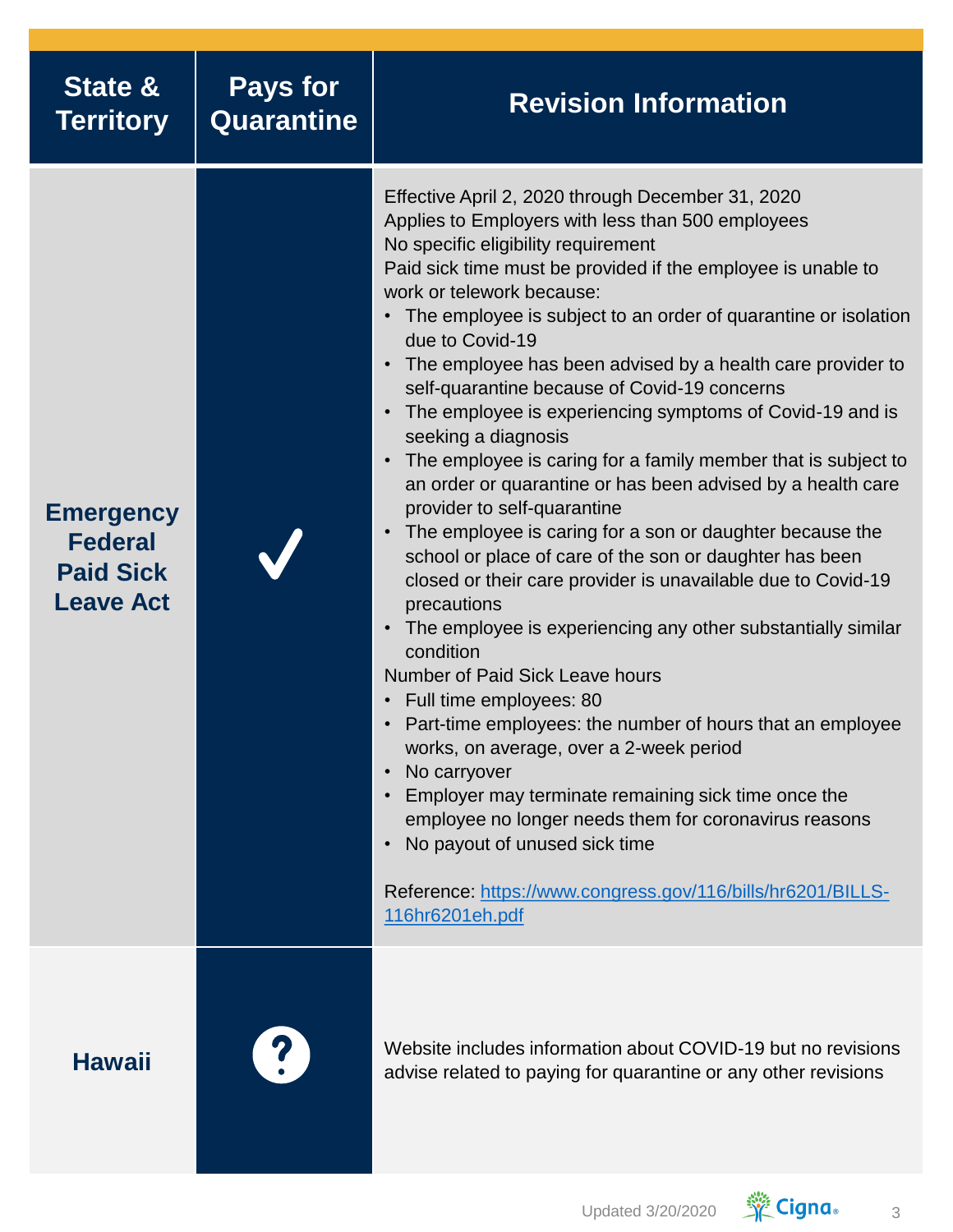| State & Territory | Pays for Quarantine | Revision Information |
|---|---|---|
| **Emergency Federal Paid Sick Leave Act** | ✓ | Effective April 2, 2020 through December 31, 2020<br>Applies to Employers with less than 500 employees<br>No specific eligibility requirement<br>Paid sick time must be provided if the employee is unable to work or telework because:<br>• The employee is subject to an order of quarantine or isolation due to Covid-19<br>• The employee has been advised by a health care provider to self-quarantine because of Covid-19 concerns<br>• The employee is experiencing symptoms of Covid-19 and is seeking a diagnosis<br>• The employee is caring for a family member that is subject to an order or quarantine or has been advised by a health care provider to self-quarantine<br>• The employee is caring for a son or daughter because the school or place of care of the son or daughter has been closed or their care provider is unavailable due to Covid-19 precautions<br>• The employee is experiencing any other substantially similar condition<br>Number of Paid Sick Leave hours<br>• Full time employees: 80<br>• Part-time employees: the number of hours that an employee works, on average, over a 2-week period<br>• No carryover<br>• Employer may terminate remaining sick time once the employee no longer needs them for coronavirus reasons<br>• No payout of unused sick time<br><br>Reference: [https://www.congress.gov/116/bills/hr6201/BILLS-116hr6201eh.pdf](https://www.congress.gov/116/bills/hr6201/BILLS-116hr6201eh.pdf) |
| **Hawaii** | ? | Website includes information about COVID-19 but no revisions advise related to paying for quarantine or any other revisions |

Updated 3/20/2020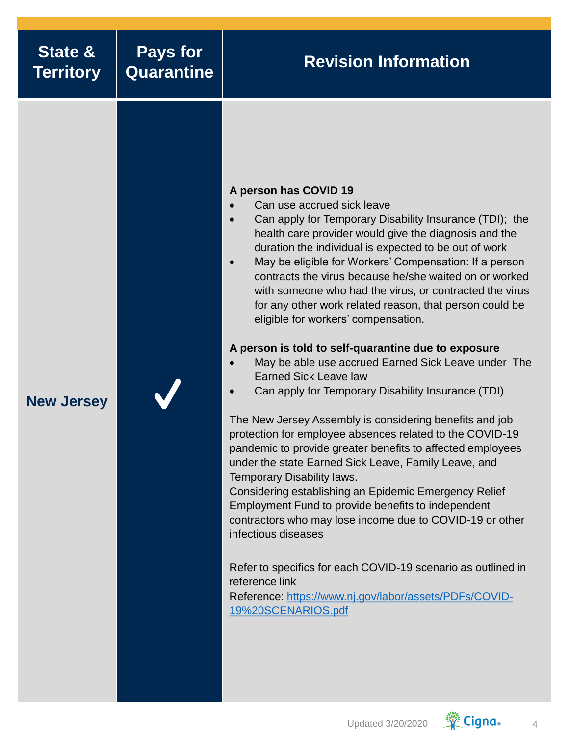| State & Territory | Pays for Quarantine | Revision Information |
|---|---|---|
| New Jersey | ✔ | **A person has COVID 19**<br>• Can use accrued sick leave<br>• Can apply for Temporary Disability Insurance (TDI); the health care provider would give the diagnosis and the duration the individual is expected to be out of work<br>• May be eligible for Workers' Compensation: If a person contracts the virus because he/she waited on or worked with someone who had the virus, or contracted the virus for any other work related reason, that person could be eligible for workers' compensation.<br><br>**A person is told to self-quarantine due to exposure**<br>• May be able use accrued Earned Sick Leave under The Earned Sick Leave law<br>• Can apply for Temporary Disability Insurance (TDI)<br><br>The New Jersey Assembly is considering benefits and job protection for employee absences related to the COVID-19 pandemic to provide greater benefits to affected employees under the state Earned Sick Leave, Family Leave, and Temporary Disability laws.<br>Considering establishing an Epidemic Emergency Relief Employment Fund to provide benefits to independent contractors who may lose income due to COVID-19 or other infectious diseases<br><br>Refer to specifics for each COVID-19 scenario as outlined in reference link<br>Reference: [https://www.nj.gov/labor/assets/PDFs/COVID-19%20SCENARIOS.pdf](https://www.nj.gov/labor/assets/PDFs/COVID-19%20SCENARIOS.pdf) |

Updated 3/20/2020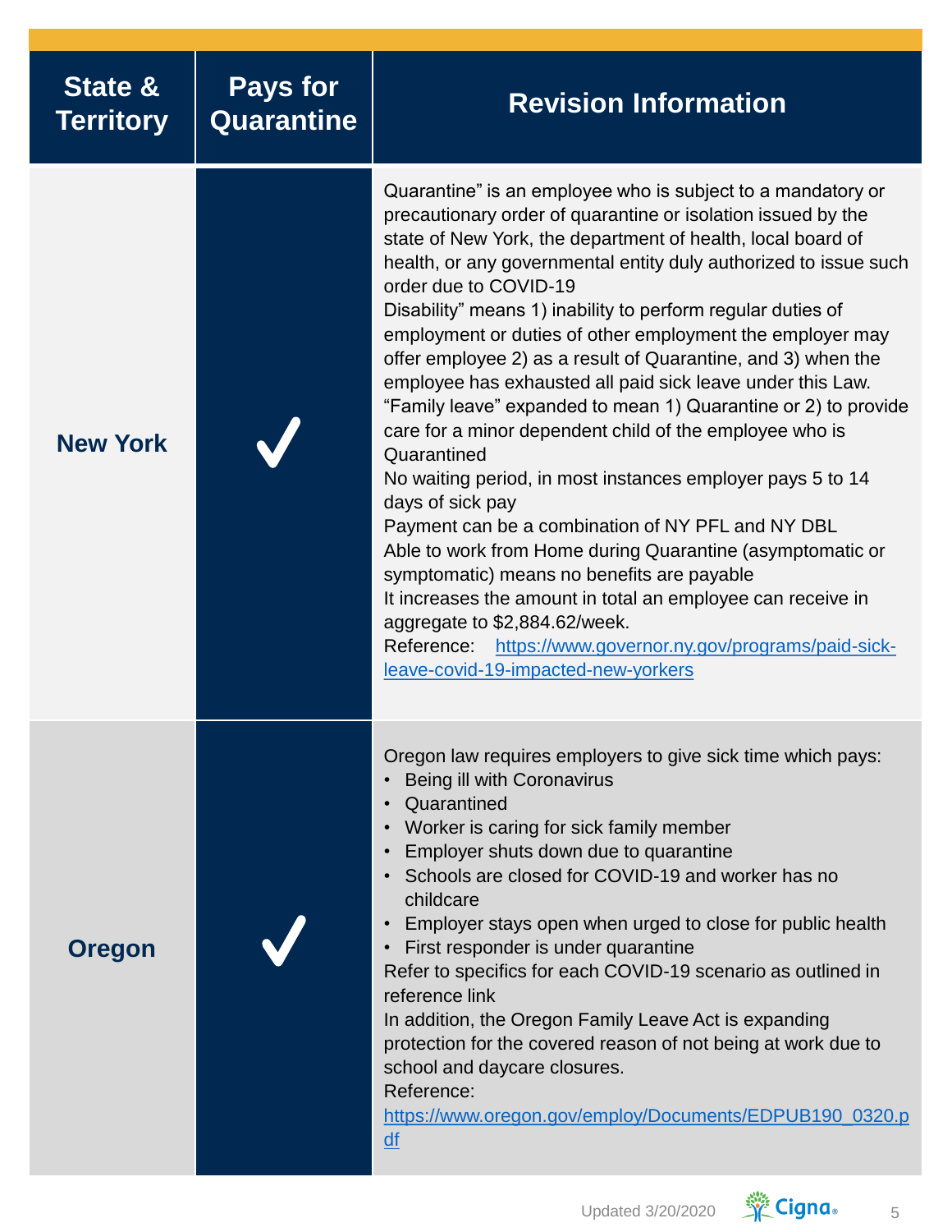| State & Territory | Pays for Quarantine | Revision Information |
|---|---|---|
| **New York** | ✓ | Quarantine" is an employee who is subject to a mandatory or precautionary order of quarantine or isolation issued by the state of New York, the department of health, local board of health, or any governmental entity duly authorized to issue such order due to COVID-19<br>Disability" means 1) inability to perform regular duties of employment or duties of other employment the employer may offer employee 2) as a result of Quarantine, and 3) when the employee has exhausted all paid sick leave under this Law.<br>"Family leave" expanded to mean 1) Quarantine or 2) to provide care for a minor dependent child of the employee who is Quarantined<br>No waiting period, in most instances employer pays 5 to 14 days of sick pay<br>Payment can be a combination of NY PFL and NY DBL<br>Able to work from Home during Quarantine (asymptomatic or symptomatic) means no benefits are payable<br>It increases the amount in total an employee can receive in aggregate to $2,884.62/week.<br>Reference: [https://www.governor.ny.gov/programs/paid-sick-leave-covid-19-impacted-new-yorkers](https://www.governor.ny.gov/programs/paid-sick-leave-covid-19-impacted-new-yorkers) |
| **Oregon** | ✓ | Oregon law requires employers to give sick time which pays:<br>• Being ill with Coronavirus<br>• Quarantined<br>• Worker is caring for sick family member<br>• Employer shuts down due to quarantine<br>• Schools are closed for COVID-19 and worker has no childcare<br>• Employer stays open when urged to close for public health<br>• First responder is under quarantine<br>Refer to specifics for each COVID-19 scenario as outlined in reference link<br>In addition, the Oregon Family Leave Act is expanding protection for the covered reason of not being at work due to school and daycare closures.<br>Reference:<br>[https://www.oregon.gov/employ/Documents/EDPUB190_0320.pdf](https://www.oregon.gov/employ/Documents/EDPUB190_0320.pdf) |

Updated 3/20/2020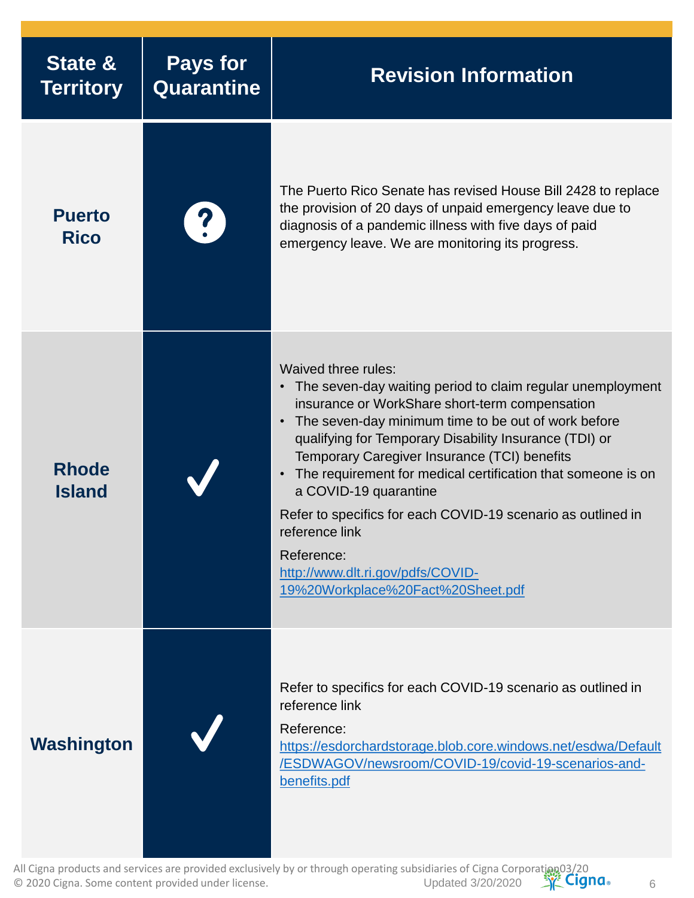| State & Territory | Pays for Quarantine | Revision Information |
|---|---|---|
| **Puerto Rico** | ? | The Puerto Rico Senate has revised House Bill 2428 to replace the provision of 20 days of unpaid emergency leave due to diagnosis of a pandemic illness with five days of paid emergency leave. We are monitoring its progress. |
| **Rhode Island** | ✓ | Waived three rules:<br>• The seven-day waiting period to claim regular unemployment insurance or WorkShare short-term compensation<br>• The seven-day minimum time to be out of work before qualifying for Temporary Disability Insurance (TDI) or Temporary Caregiver Insurance (TCI) benefits<br>• The requirement for medical certification that someone is on a COVID-19 quarantine<br>Refer to specifics for each COVID-19 scenario as outlined in reference link<br>Reference:<br>http://www.dlt.ri.gov/pdfs/COVID-19%20Workplace%20Fact%20Sheet.pdf |
| **Washington** | ✓ | Refer to specifics for each COVID-19 scenario as outlined in reference link<br>Reference:<br>https://esdorchardstorage.blob.core.windows.net/esdwa/Default/ESDWAGOV/newsroom/COVID-19/covid-19-scenarios-and-benefits.pdf |

All Cigna products and services are provided exclusively by or through operating subsidiaries of Cigna Corporation 03/20
© 2020 Cigna. Some content provided under license.
Updated 3/20/2020